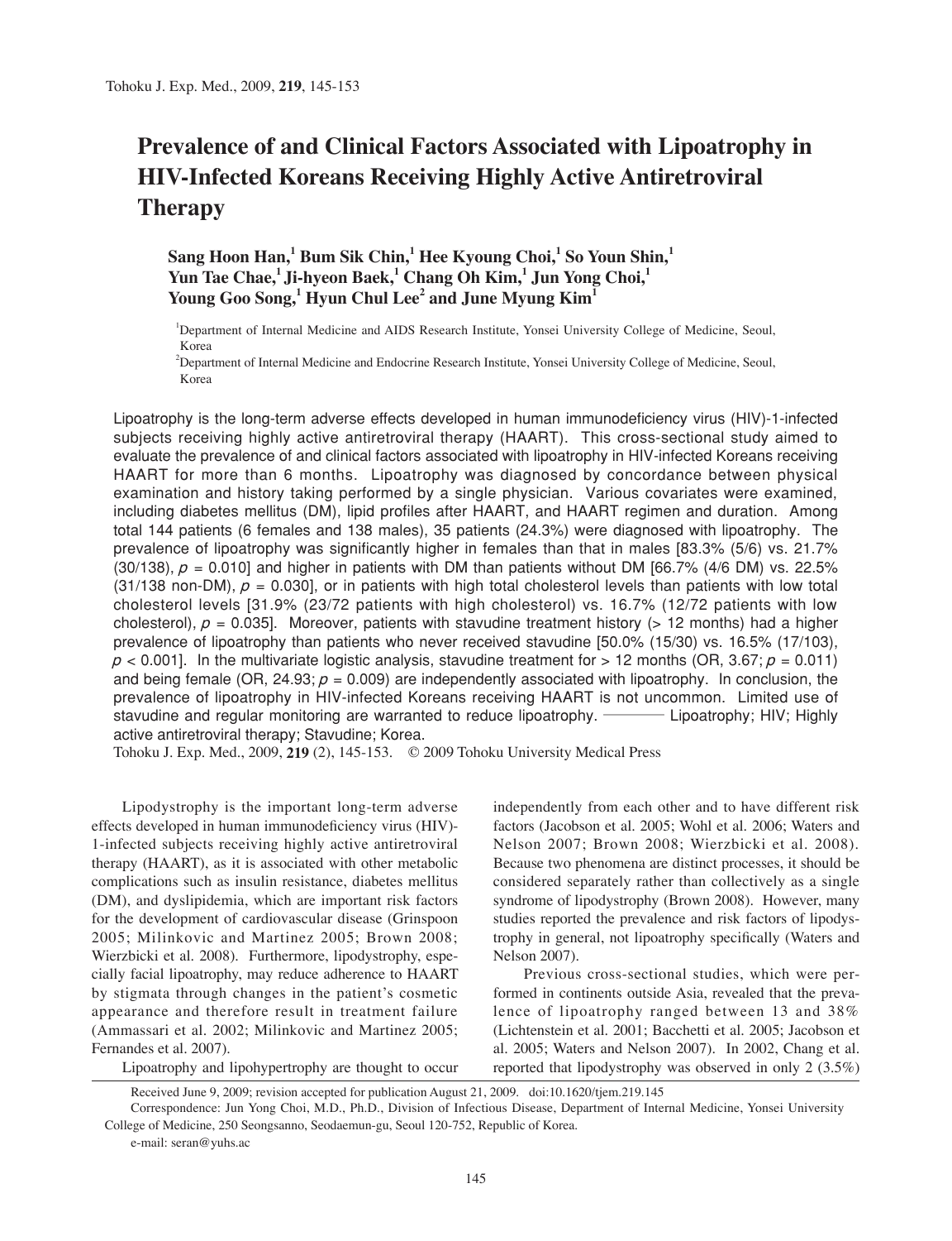# Prevalence of and Clinical Factors Associated with Lipoatrophy in HIV-Infected Koreans Receiving Highly Active Antiretroviral Therapy

**Sang Hoon Han,[1] Bum Sik Chin,[1] Hee Kyoung Choi,[1] So Youn Shin,[1] Yun Tae Chae,[1] Ji-hyeon Baek,[1] Chang Oh Kim,[1] Jun Yong Choi,[1] Young Goo Song,[1] Hyun Chul Lee[2] and June Myung Kim[1]**

[1]Department of Internal Medicine and AIDS Research Institute, Yonsei University College of Medicine, Seoul, Korea

[2]Department of Internal Medicine and Endocrine Research Institute, Yonsei University College of Medicine, Seoul, Korea

Lipoatrophy is the long-term adverse effects developed in human immunodeficiency virus (HIV)-1-infected subjects receiving highly active antiretroviral therapy (HAART). This cross-sectional study aimed to evaluate the prevalence of and clinical factors associated with lipoatrophy in HIV-infected Koreans receiving HAART for more than 6 months. Lipoatrophy was diagnosed by concordance between physical examination and history taking performed by a single physician. Various covariates were examined, including diabetes mellitus (DM), lipid profiles after HAART, and HAART regimen and duration. Among total 144 patients (6 females and 138 males), 35 patients (24.3%) were diagnosed with lipoatrophy. The prevalence of lipoatrophy was significantly higher in females than that in males [83.3% (5/6) vs. 21.7% (30/138), $p = 0.010$] and higher in patients with DM than patients without DM [66.7% (4/6 DM) vs. 22.5% (31/138 non-DM), $p = 0.030$], or in patients with high total cholesterol levels than patients with low total cholesterol levels [31.9% (23/72 patients with high cholesterol) vs. 16.7% (12/72 patients with low cholesterol), $p = 0.035$]. Moreover, patients with stavudine treatment history (> 12 months) had a higher prevalence of lipoatrophy than patients who never received stavudine [50.0% (15/30) vs. 16.5% (17/103), $p < 0.001$]. In the multivariate logistic analysis, stavudine treatment for > 12 months (OR, 3.67; $p = 0.011$) and being female (OR, 24.93; $p = 0.009$) are independently associated with lipoatrophy. In conclusion, the prevalence of lipoatrophy in HIV-infected Koreans receiving HAART is not uncommon. Limited use of stavudine and regular monitoring are warranted to reduce lipoatrophy. ——— Lipoatrophy; HIV; Highly active antiretroviral therapy; Stavudine; Korea.

Tohoku J. Exp. Med., 2009, **219** (2), 145-153. © 2009 Tohoku University Medical Press

Lipodystrophy is the important long-term adverse effects developed in human immunodeficiency virus (HIV)-1-infected subjects receiving highly active antiretroviral therapy (HAART), as it is associated with other metabolic complications such as insulin resistance, diabetes mellitus (DM), and dyslipidemia, which are important risk factors for the development of cardiovascular disease (Grinspoon 2005; Milinkovic and Martinez 2005; Brown 2008; Wierzbicki et al. 2008). Furthermore, lipodystrophy, especially facial lipoatrophy, may reduce adherence to HAART by stigmata through changes in the patient's cosmetic appearance and therefore result in treatment failure (Ammassari et al. 2002; Milinkovic and Martinez 2005; Fernandes et al. 2007).

Lipoatrophy and lipohypertrophy are thought to occur independently from each other and to have different risk factors (Jacobson et al. 2005; Wohl et al. 2006; Waters and Nelson 2007; Brown 2008; Wierzbicki et al. 2008). Because two phenomena are distinct processes, it should be considered separately rather than collectively as a single syndrome of lipodystrophy (Brown 2008). However, many studies reported the prevalence and risk factors of lipodystrophy in general, not lipoatrophy specifically (Waters and Nelson 2007).

Previous cross-sectional studies, which were performed in continents outside Asia, revealed that the prevalence of lipoatrophy ranged between 13 and 38% (Lichtenstein et al. 2001; Bacchetti et al. 2005; Jacobson et al. 2005; Waters and Nelson 2007). In 2002, Chang et al. reported that lipodystrophy was observed in only 2 (3.5%)

Received June 9, 2009; revision accepted for publication August 21, 2009. doi:10.1620/tjem.219.145

Correspondence: Jun Yong Choi, M.D., Ph.D., Division of Infectious Disease, Department of Internal Medicine, Yonsei University College of Medicine, 250 Seongsanno, Seodaemun-gu, Seoul 120-752, Republic of Korea.

e-mail: seran@yuhs.ac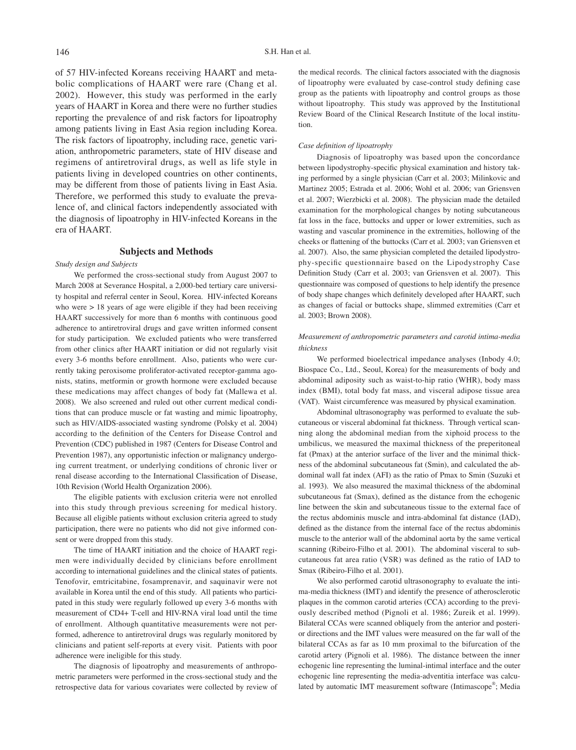of 57 HIV-infected Koreans receiving HAART and metabolic complications of HAART were rare (Chang et al. 2002). However, this study was performed in the early years of HAART in Korea and there were no further studies reporting the prevalence of and risk factors for lipoatrophy among patients living in East Asia region including Korea. The risk factors of lipoatrophy, including race, genetic variation, anthropometric parameters, state of HIV disease and regimens of antiretroviral drugs, as well as life style in patients living in developed countries on other continents, may be different from those of patients living in East Asia. Therefore, we performed this study to evaluate the prevalence of, and clinical factors independently associated with the diagnosis of lipoatrophy in HIV-infected Koreans in the era of HAART.

## Subjects and Methods

*Study design and Subjects*

We performed the cross-sectional study from August 2007 to March 2008 at Severance Hospital, a 2,000-bed tertiary care university hospital and referral center in Seoul, Korea. HIV-infected Koreans who were > 18 years of age were eligible if they had been receiving HAART successively for more than 6 months with continuous good adherence to antiretroviral drugs and gave written informed consent for study participation. We excluded patients who were transferred from other clinics after HAART initiation or did not regularly visit every 3-6 months before enrollment. Also, patients who were currently taking peroxisome proliferator-activated receptor-gamma agonists, statins, metformin or growth hormone were excluded because these medications may affect changes of body fat (Mallewa et al. 2008). We also screened and ruled out other current medical conditions that can produce muscle or fat wasting and mimic lipoatrophy, such as HIV/AIDS-associated wasting syndrome (Polsky et al. 2004) according to the definition of the Centers for Disease Control and Prevention (CDC) published in 1987 (Centers for Disease Control and Prevention 1987), any opportunistic infection or malignancy undergoing current treatment, or underlying conditions of chronic liver or renal disease according to the International Classification of Disease, 10th Revision (World Health Organization 2006).

The eligible patients with exclusion criteria were not enrolled into this study through previous screening for medical history. Because all eligible patients without exclusion criteria agreed to study participation, there were no patients who did not give informed consent or were dropped from this study.

The time of HAART initiation and the choice of HAART regimen were individually decided by clinicians before enrollment according to international guidelines and the clinical states of patients. Tenofovir, emtricitabine, fosamprenavir, and saquinavir were not available in Korea until the end of this study. All patients who participated in this study were regularly followed up every 3-6 months with measurement of CD4+ T-cell and HIV-RNA viral load until the time of enrollment. Although quantitative measurements were not performed, adherence to antiretroviral drugs was regularly monitored by clinicians and patient self-reports at every visit. Patients with poor adherence were ineligible for this study.

The diagnosis of lipoatrophy and measurements of anthropometric parameters were performed in the cross-sectional study and the retrospective data for various covariates were collected by review of the medical records. The clinical factors associated with the diagnosis of lipoatrophy were evaluated by case-control study defining case group as the patients with lipoatrophy and control groups as those without lipoatrophy. This study was approved by the Institutional Review Board of the Clinical Research Institute of the local institution.

*Case definition of lipoatrophy*

Diagnosis of lipoatrophy was based upon the concordance between lipodystrophy-specific physical examination and history taking performed by a single physician (Carr et al. 2003; Milinkovic and Martinez 2005; Estrada et al. 2006; Wohl et al. 2006; van Griensven et al. 2007; Wierzbicki et al. 2008). The physician made the detailed examination for the morphological changes by noting subcutaneous fat loss in the face, buttocks and upper or lower extremities, such as wasting and vascular prominence in the extremities, hollowing of the cheeks or flattening of the buttocks (Carr et al. 2003; van Griensven et al. 2007). Also, the same physician completed the detailed lipodystrophy-specific questionnaire based on the Lipodystrophy Case Definition Study (Carr et al. 2003; van Griensven et al. 2007). This questionnaire was composed of questions to help identify the presence of body shape changes which definitely developed after HAART, such as changes of facial or buttocks shape, slimmed extremities (Carr et al. 2003; Brown 2008).

*Measurement of anthropometric parameters and carotid intima-media thickness*

We performed bioelectrical impedance analyses (Inbody 4.0; Biospace Co., Ltd., Seoul, Korea) for the measurements of body and abdominal adiposity such as waist-to-hip ratio (WHR), body mass index (BMI), total body fat mass, and visceral adipose tissue area (VAT). Waist circumference was measured by physical examination.

Abdominal ultrasonography was performed to evaluate the subcutaneous or visceral abdominal fat thickness. Through vertical scanning along the abdominal median from the xiphoid process to the umbilicus, we measured the maximal thickness of the preperitoneal fat (Pmax) at the anterior surface of the liver and the minimal thickness of the abdominal subcutaneous fat (Smin), and calculated the abdominal wall fat index (AFI) as the ratio of Pmax to Smin (Suzuki et al. 1993). We also measured the maximal thickness of the abdominal subcutaneous fat (Smax), defined as the distance from the echogenic line between the skin and subcutaneous tissue to the external face of the rectus abdominis muscle and intra-abdominal fat distance (IAD), defined as the distance from the internal face of the rectus abdominis muscle to the anterior wall of the abdominal aorta by the same vertical scanning (Ribeiro-Filho et al. 2001). The abdominal visceral to subcutaneous fat area ratio (VSR) was defined as the ratio of IAD to Smax (Ribeiro-Filho et al. 2001).

We also performed carotid ultrasonography to evaluate the intima-media thickness (IMT) and identify the presence of atherosclerotic plaques in the common carotid arteries (CCA) according to the previously described method (Pignoli et al. 1986; Zureik et al. 1999). Bilateral CCAs were scanned obliquely from the anterior and posterior directions and the IMT values were measured on the far wall of the bilateral CCAs as far as 10 mm proximal to the bifurcation of the carotid artery (Pignoli et al. 1986). The distance between the inner echogenic line representing the luminal-intimal interface and the outer echogenic line representing the media-adventitia interface was calculated by automatic IMT measurement software (Intimascope®; Media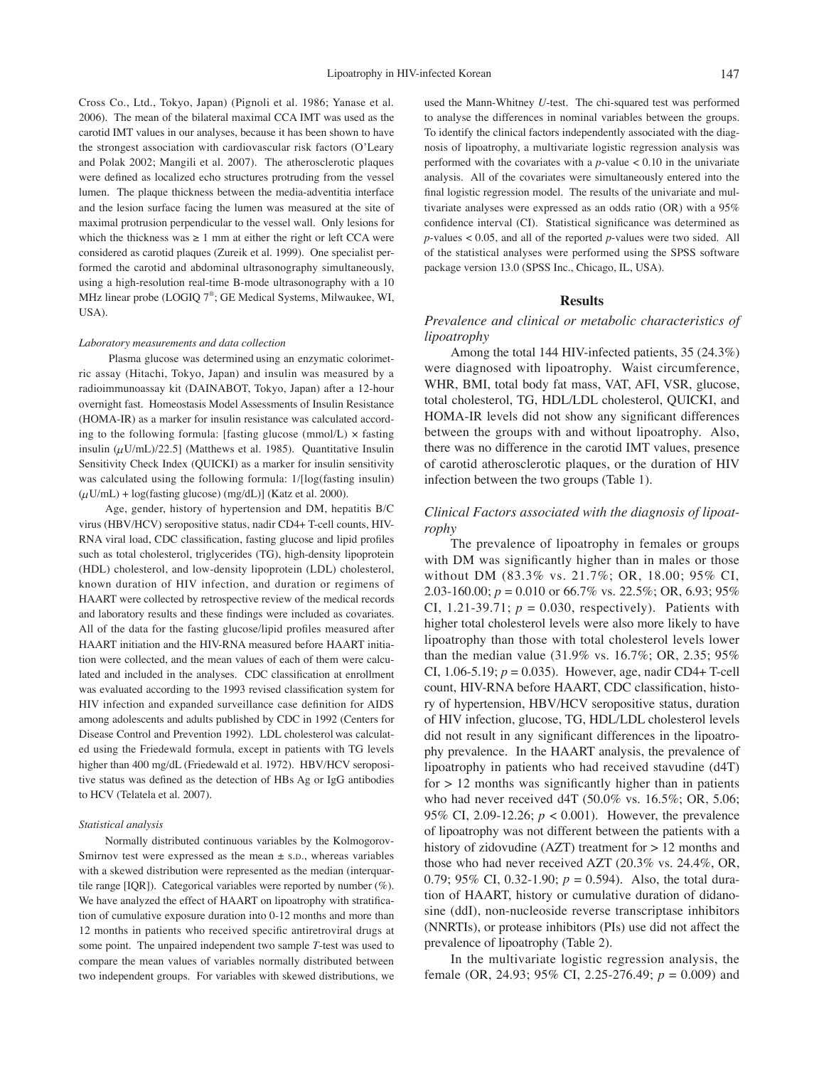Cross Co., Ltd., Tokyo, Japan) (Pignoli et al. 1986; Yanase et al. 2006). The mean of the bilateral maximal CCA IMT was used as the carotid IMT values in our analyses, because it has been shown to have the strongest association with cardiovascular risk factors (O'Leary and Polak 2002; Mangili et al. 2007). The atherosclerotic plaques were defined as localized echo structures protruding from the vessel lumen. The plaque thickness between the media-adventitia interface and the lesion surface facing the lumen was measured at the site of maximal protrusion perpendicular to the vessel wall. Only lesions for which the thickness was ≥ 1 mm at either the right or left CCA were considered as carotid plaques (Zureik et al. 1999). One specialist performed the carotid and abdominal ultrasonography simultaneously, using a high-resolution real-time B-mode ultrasonography with a 10 MHz linear probe (LOGIQ 7®; GE Medical Systems, Milwaukee, WI, USA).

#### *Laboratory measurements and data collection*

Plasma glucose was determined using an enzymatic colorimetric assay (Hitachi, Tokyo, Japan) and insulin was measured by a radioimmunoassay kit (DAINABOT, Tokyo, Japan) after a 12-hour overnight fast. Homeostasis Model Assessments of Insulin Resistance (HOMA-IR) as a marker for insulin resistance was calculated according to the following formula: [fasting glucose (mmol/L) × fasting insulin ($\mu$U/mL)/22.5] (Matthews et al. 1985). Quantitative Insulin Sensitivity Check Index (QUICKI) as a marker for insulin sensitivity was calculated using the following formula: 1/[log(fasting insulin) ($\mu$U/mL) + log(fasting glucose) (mg/dL)] (Katz et al. 2000).

Age, gender, history of hypertension and DM, hepatitis B/C virus (HBV/HCV) seropositive status, nadir CD4+ T-cell counts, HIV-RNA viral load, CDC classification, fasting glucose and lipid profiles such as total cholesterol, triglycerides (TG), high-density lipoprotein (HDL) cholesterol, and low-density lipoprotein (LDL) cholesterol, known duration of HIV infection, and duration or regimens of HAART were collected by retrospective review of the medical records and laboratory results and these findings were included as covariates. All of the data for the fasting glucose/lipid profiles measured after HAART initiation and the HIV-RNA measured before HAART initiation were collected, and the mean values of each of them were calculated and included in the analyses. CDC classification at enrollment was evaluated according to the 1993 revised classification system for HIV infection and expanded surveillance case definition for AIDS among adolescents and adults published by CDC in 1992 (Centers for Disease Control and Prevention 1992). LDL cholesterol was calculated using the Friedewald formula, except in patients with TG levels higher than 400 mg/dL (Friedewald et al. 1972). HBV/HCV seropositive status was defined as the detection of HBs Ag or IgG antibodies to HCV (Telatela et al. 2007).

#### *Statistical analysis*

Normally distributed continuous variables by the Kolmogorov-Smirnov test were expressed as the mean ± S.D., whereas variables with a skewed distribution were represented as the median (interquartile range [IQR]). Categorical variables were reported by number (%). We have analyzed the effect of HAART on lipoatrophy with stratification of cumulative exposure duration into 0-12 months and more than 12 months in patients who received specific antiretroviral drugs at some point. The unpaired independent two sample *T*-test was used to compare the mean values of variables normally distributed between two independent groups. For variables with skewed distributions, we used the Mann-Whitney *U*-test. The chi-squared test was performed to analyse the differences in nominal variables between the groups. To identify the clinical factors independently associated with the diagnosis of lipoatrophy, a multivariate logistic regression analysis was performed with the covariates with a $p$-value < 0.10 in the univariate analysis. All of the covariates were simultaneously entered into the final logistic regression model. The results of the univariate and multivariate analyses were expressed as an odds ratio (OR) with a 95% confidence interval (CI). Statistical significance was determined as $p$-values < 0.05, and all of the reported $p$-values were two sided. All of the statistical analyses were performed using the SPSS software package version 13.0 (SPSS Inc., Chicago, IL, USA).

## Results

### *Prevalence and clinical or metabolic characteristics of lipoatrophy*

Among the total 144 HIV-infected patients, 35 (24.3%) were diagnosed with lipoatrophy. Waist circumference, WHR, BMI, total body fat mass, VAT, AFI, VSR, glucose, total cholesterol, TG, HDL/LDL cholesterol, QUICKI, and HOMA-IR levels did not show any significant differences between the groups with and without lipoatrophy. Also, there was no difference in the carotid IMT values, presence of carotid atherosclerotic plaques, or the duration of HIV infection between the two groups (Table 1).

### *Clinical Factors associated with the diagnosis of lipoatrophy*

The prevalence of lipoatrophy in females or groups with DM was significantly higher than in males or those without DM (83.3% vs. 21.7%; OR, 18.00; 95% CI, 2.03-160.00; $p$ = 0.010 or 66.7% vs. 22.5%; OR, 6.93; 95% CI, 1.21-39.71; $p$ = 0.030, respectively). Patients with higher total cholesterol levels were also more likely to have lipoatrophy than those with total cholesterol levels lower than the median value (31.9% vs. 16.7%; OR, 2.35; 95% CI, 1.06-5.19; $p$ = 0.035). However, age, nadir CD4+ T-cell count, HIV-RNA before HAART, CDC classification, history of hypertension, HBV/HCV seropositive status, duration of HIV infection, glucose, TG, HDL/LDL cholesterol levels did not result in any significant differences in the lipoatrophy prevalence. In the HAART analysis, the prevalence of lipoatrophy in patients who had received stavudine (d4T) for > 12 months was significantly higher than in patients who had never received d4T (50.0% vs. 16.5%; OR, 5.06; 95% CI, 2.09-12.26; $p$ < 0.001). However, the prevalence of lipoatrophy was not different between the patients with a history of zidovudine (AZT) treatment for > 12 months and those who had never received AZT (20.3% vs. 24.4%, OR, 0.79; 95% CI, 0.32-1.90; $p$ = 0.594). Also, the total duration of HAART, history or cumulative duration of didanosine (ddI), non-nucleoside reverse transcriptase inhibitors (NNRTIs), or protease inhibitors (PIs) use did not affect the prevalence of lipoatrophy (Table 2).

In the multivariate logistic regression analysis, the female (OR, 24.93; 95% CI, 2.25-276.49; $p$ = 0.009) and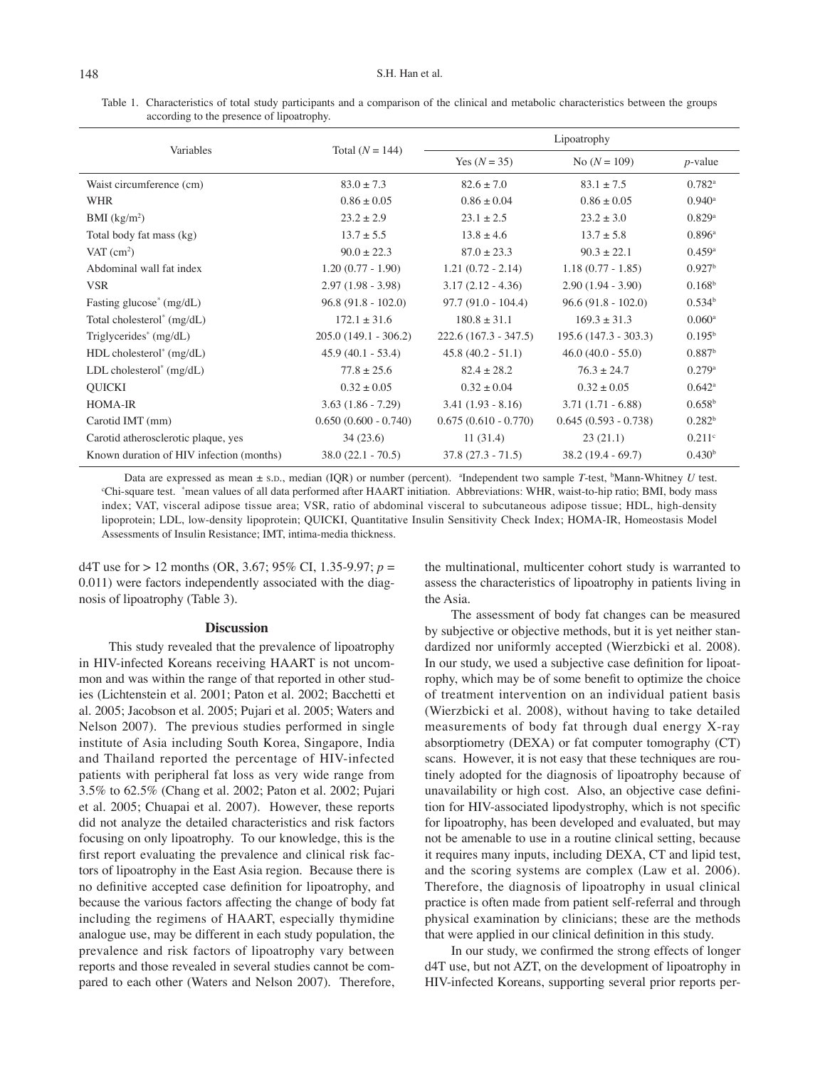Table 1. Characteristics of total study participants and a comparison of the clinical and metabolic characteristics between the groups according to the presence of lipoatrophy.

| Variables | Total ($N$ = 144) | Lipoatrophy | | |
|---|---|---|---|---|
| | | Yes ($N$ = 35) | No ($N$ = 109) | $p$-value |
| Waist circumference (cm) | 83.0 ± 7.3 | 82.6 ± 7.0 | 83.1 ± 7.5 | 0.782[a] |
| WHR | 0.86 ± 0.05 | 0.86 ± 0.04 | 0.86 ± 0.05 | 0.940[a] |
| BMI (kg/m$^2$) | 23.2 ± 2.9 | 23.1 ± 2.5 | 23.2 ± 3.0 | 0.829[a] |
| Total body fat mass (kg) | 13.7 ± 5.5 | 13.8 ± 4.6 | 13.7 ± 5.8 | 0.896[a] |
| VAT (cm$^2$) | 90.0 ± 22.3 | 87.0 ± 23.3 | 90.3 ± 22.1 | 0.459[a] |
| Abdominal wall fat index | 1.20 (0.77 - 1.90) | 1.21 (0.72 - 2.14) | 1.18 (0.77 - 1.85) | 0.927[b] |
| VSR | 2.97 (1.98 - 3.98) | 3.17 (2.12 - 4.36) | 2.90 (1.94 - 3.90) | 0.168[b] |
| Fasting glucose* (mg/dL) | 96.8 (91.8 - 102.0) | 97.7 (91.0 - 104.4) | 96.6 (91.8 - 102.0) | 0.534[b] |
| Total cholesterol* (mg/dL) | 172.1 ± 31.6 | 180.8 ± 31.1 | 169.3 ± 31.3 | 0.060[a] |
| Triglycerides* (mg/dL) | 205.0 (149.1 - 306.2) | 222.6 (167.3 - 347.5) | 195.6 (147.3 - 303.3) | 0.195[b] |
| HDL cholesterol* (mg/dL) | 45.9 (40.1 - 53.4) | 45.8 (40.2 - 51.1) | 46.0 (40.0 - 55.0) | 0.887[b] |
| LDL cholesterol* (mg/dL) | 77.8 ± 25.6 | 82.4 ± 28.2 | 76.3 ± 24.7 | 0.279[a] |
| QUICKI | 0.32 ± 0.05 | 0.32 ± 0.04 | 0.32 ± 0.05 | 0.642[a] |
| HOMA-IR | 3.63 (1.86 - 7.29) | 3.41 (1.93 - 8.16) | 3.71 (1.71 - 6.88) | 0.658[b] |
| Carotid IMT (mm) | 0.650 (0.600 - 0.740) | 0.675 (0.610 - 0.770) | 0.645 (0.593 - 0.738) | 0.282[b] |
| Carotid atherosclerotic plaque, yes | 34 (23.6) | 11 (31.4) | 23 (21.1) | 0.211[c] |
| Known duration of HIV infection (months) | 38.0 (22.1 - 70.5) | 37.8 (27.3 - 71.5) | 38.2 (19.4 - 69.7) | 0.430[b] |

Data are expressed as mean ± S.D., median (IQR) or number (percent). [a]Independent two sample $T$-test, [b]Mann-Whitney $U$ test. [c]Chi-square test. *mean values of all data performed after HAART initiation. Abbreviations: WHR, waist-to-hip ratio; BMI, body mass index; VAT, visceral adipose tissue area; VSR, ratio of abdominal visceral to subcutaneous adipose tissue; HDL, high-density lipoprotein; LDL, low-density lipoprotein; QUICKI, Quantitative Insulin Sensitivity Check Index; HOMA-IR, Homeostasis Model Assessments of Insulin Resistance; IMT, intima-media thickness.

d4T use for > 12 months (OR, 3.67; 95% CI, 1.35-9.97; $p$ = 0.011) were factors independently associated with the diagnosis of lipoatrophy (Table 3).

## Discussion

This study revealed that the prevalence of lipoatrophy in HIV-infected Koreans receiving HAART is not uncommon and was within the range of that reported in other studies (Lichtenstein et al. 2001; Paton et al. 2002; Bacchetti et al. 2005; Jacobson et al. 2005; Pujari et al. 2005; Waters and Nelson 2007). The previous studies performed in single institute of Asia including South Korea, Singapore, India and Thailand reported the percentage of HIV-infected patients with peripheral fat loss as very wide range from 3.5% to 62.5% (Chang et al. 2002; Paton et al. 2002; Pujari et al. 2005; Chuapai et al. 2007). However, these reports did not analyze the detailed characteristics and risk factors focusing on only lipoatrophy. To our knowledge, this is the first report evaluating the prevalence and clinical risk factors of lipoatrophy in the East Asia region. Because there is no definitive accepted case definition for lipoatrophy, and because the various factors affecting the change of body fat including the regimens of HAART, especially thymidine analogue use, may be different in each study population, the prevalence and risk factors of lipoatrophy vary between reports and those revealed in several studies cannot be compared to each other (Waters and Nelson 2007). Therefore, the multinational, multicenter cohort study is warranted to assess the characteristics of lipoatrophy in patients living in the Asia.

The assessment of body fat changes can be measured by subjective or objective methods, but it is yet neither standardized nor uniformly accepted (Wierzbicki et al. 2008). In our study, we used a subjective case definition for lipoatrophy, which may be of some benefit to optimize the choice of treatment intervention on an individual patient basis (Wierzbicki et al. 2008), without having to take detailed measurements of body fat through dual energy X-ray absorptiometry (DEXA) or fat computer tomography (CT) scans. However, it is not easy that these techniques are routinely adopted for the diagnosis of lipoatrophy because of unavailability or high cost. Also, an objective case definition for HIV-associated lipodystrophy, which is not specific for lipoatrophy, has been developed and evaluated, but may not be amenable to use in a routine clinical setting, because it requires many inputs, including DEXA, CT and lipid test, and the scoring systems are complex (Law et al. 2006). Therefore, the diagnosis of lipoatrophy in usual clinical practice is often made from patient self-referral and through physical examination by clinicians; these are the methods that were applied in our clinical definition in this study.

In our study, we confirmed the strong effects of longer d4T use, but not AZT, on the development of lipoatrophy in HIV-infected Koreans, supporting several prior reports per-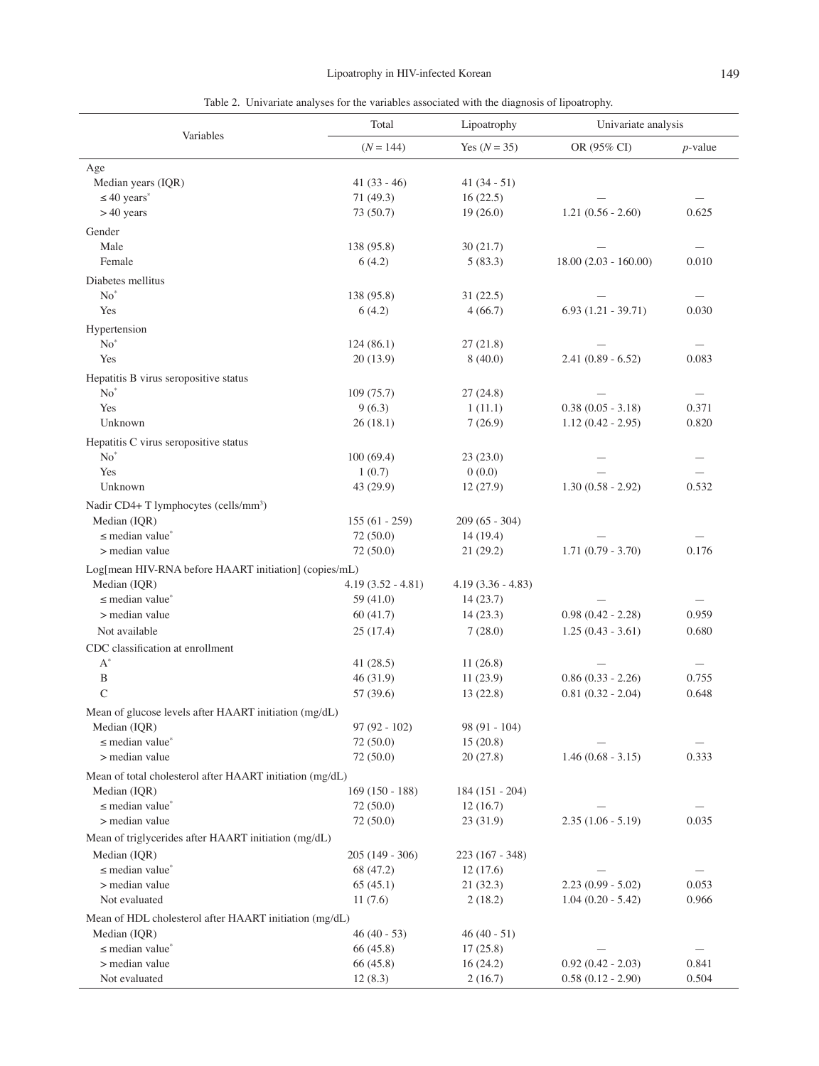Table 2. Univariate analyses for the variables associated with the diagnosis of lipoatrophy.

| Variables | Total | Lipoatrophy | Univariate analysis | |
|---|---|---|---|---|
| | (*N* = 144) | Yes (*N* = 35) | OR (95% CI) | *p*-value |
| Age | | | | |
| Median years (IQR) | 41 (33 - 46) | 41 (34 - 51) | | |
| ≤ 40 years* | 71 (49.3) | 16 (22.5) | — | — |
| > 40 years | 73 (50.7) | 19 (26.0) | 1.21 (0.56 - 2.60) | 0.625 |
| Gender | | | | |
| Male | 138 (95.8) | 30 (21.7) | — | — |
| Female | 6 (4.2) | 5 (83.3) | 18.00 (2.03 - 160.00) | 0.010 |
| Diabetes mellitus | | | | |
| No* | 138 (95.8) | 31 (22.5) | — | — |
| Yes | 6 (4.2) | 4 (66.7) | 6.93 (1.21 - 39.71) | 0.030 |
| Hypertension | | | | |
| No* | 124 (86.1) | 27 (21.8) | — | — |
| Yes | 20 (13.9) | 8 (40.0) | 2.41 (0.89 - 6.52) | 0.083 |
| Hepatitis B virus seropositive status | | | | |
| No* | 109 (75.7) | 27 (24.8) | — | — |
| Yes | 9 (6.3) | 1 (11.1) | 0.38 (0.05 - 3.18) | 0.371 |
| Unknown | 26 (18.1) | 7 (26.9) | 1.12 (0.42 - 2.95) | 0.820 |
| Hepatitis C virus seropositive status | | | | |
| No* | 100 (69.4) | 23 (23.0) | — | — |
| Yes | 1 (0.7) | 0 (0.0) | — | — |
| Unknown | 43 (29.9) | 12 (27.9) | 1.30 (0.58 - 2.92) | 0.532 |
| Nadir CD4+ T lymphocytes (cells/mm$^3$) | | | | |
| Median (IQR) | 155 (61 - 259) | 209 (65 - 304) | | |
| ≤ median value* | 72 (50.0) | 14 (19.4) | — | — |
| > median value | 72 (50.0) | 21 (29.2) | 1.71 (0.79 - 3.70) | 0.176 |
| Log[mean HIV-RNA before HAART initiation] (copies/mL) | | | | |
| Median (IQR) | 4.19 (3.52 - 4.81) | 4.19 (3.36 - 4.83) | | |
| ≤ median value* | 59 (41.0) | 14 (23.7) | — | — |
| > median value | 60 (41.7) | 14 (23.3) | 0.98 (0.42 - 2.28) | 0.959 |
| Not available | 25 (17.4) | 7 (28.0) | 1.25 (0.43 - 3.61) | 0.680 |
| CDC classification at enrollment | | | | |
| A* | 41 (28.5) | 11 (26.8) | — | — |
| B | 46 (31.9) | 11 (23.9) | 0.86 (0.33 - 2.26) | 0.755 |
| C | 57 (39.6) | 13 (22.8) | 0.81 (0.32 - 2.04) | 0.648 |
| Mean of glucose levels after HAART initiation (mg/dL) | | | | |
| Median (IQR) | 97 (92 - 102) | 98 (91 - 104) | | |
| ≤ median value* | 72 (50.0) | 15 (20.8) | — | — |
| > median value | 72 (50.0) | 20 (27.8) | 1.46 (0.68 - 3.15) | 0.333 |
| Mean of total cholesterol after HAART initiation (mg/dL) | | | | |
| Median (IQR) | 169 (150 - 188) | 184 (151 - 204) | | |
| ≤ median value* | 72 (50.0) | 12 (16.7) | — | — |
| > median value | 72 (50.0) | 23 (31.9) | 2.35 (1.06 - 5.19) | 0.035 |
| Mean of triglycerides after HAART initiation (mg/dL) | | | | |
| Median (IQR) | 205 (149 - 306) | 223 (167 - 348) | | |
| ≤ median value* | 68 (47.2) | 12 (17.6) | — | — |
| > median value | 65 (45.1) | 21 (32.3) | 2.23 (0.99 - 5.02) | 0.053 |
| Not evaluated | 11 (7.6) | 2 (18.2) | 1.04 (0.20 - 5.42) | 0.966 |
| Mean of HDL cholesterol after HAART initiation (mg/dL) | | | | |
| Median (IQR) | 46 (40 - 53) | 46 (40 - 51) | | |
| ≤ median value* | 66 (45.8) | 17 (25.8) | — | — |
| > median value | 66 (45.8) | 16 (24.2) | 0.92 (0.42 - 2.03) | 0.841 |
| Not evaluated | 12 (8.3) | 2 (16.7) | 0.58 (0.12 - 2.90) | 0.504 |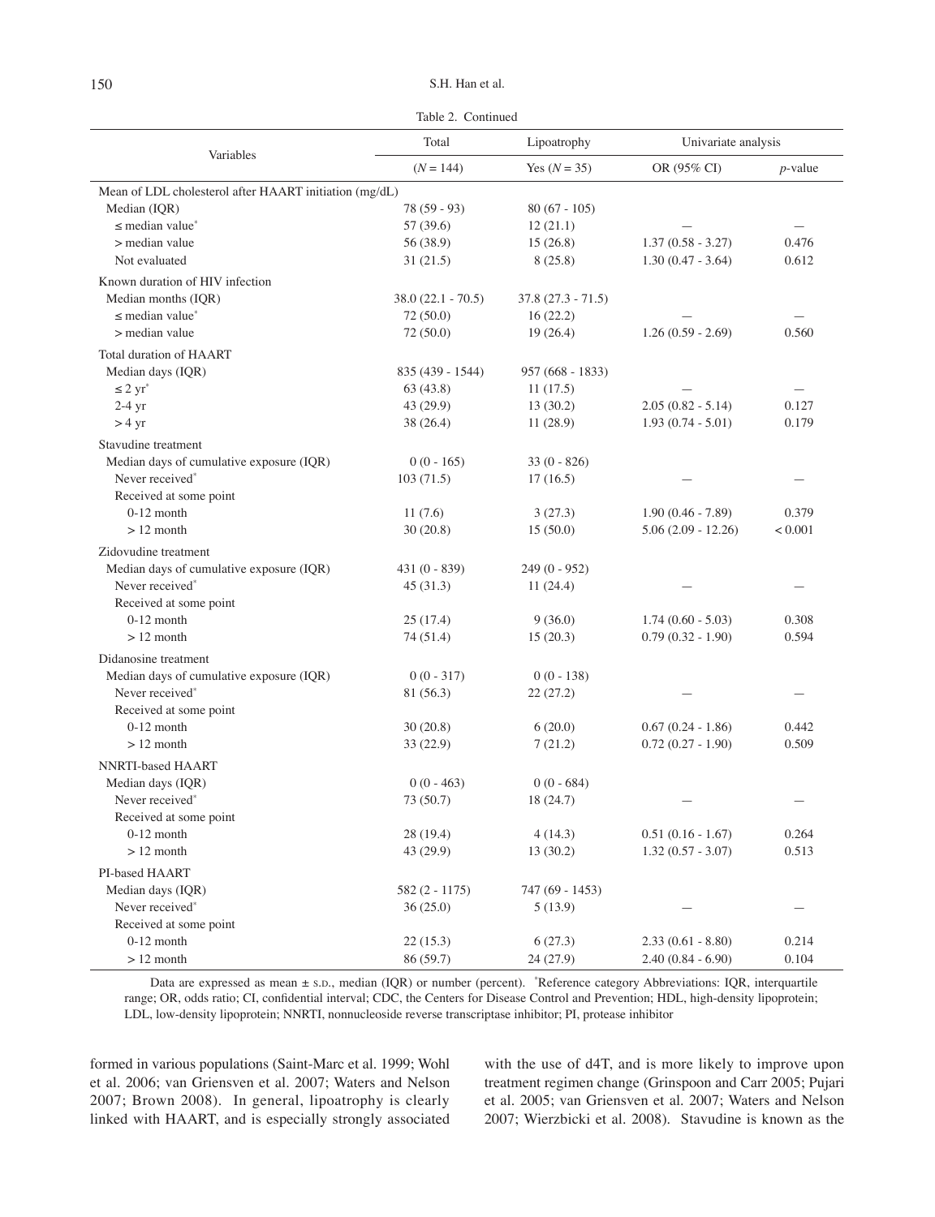Table 2. Continued

| Variables | Total | Lipoatrophy | Univariate analysis | |
|---|---|---|---|---|
| | (*N* = 144) | Yes (*N* = 35) | OR (95% CI) | *p*-value |
| Mean of LDL cholesterol after HAART initiation (mg/dL) | | | | |
| Median (IQR) | 78 (59 - 93) | 80 (67 - 105) | | |
| ≤ median value* | 57 (39.6) | 12 (21.1) | — | — |
| > median value | 56 (38.9) | 15 (26.8) | 1.37 (0.58 - 3.27) | 0.476 |
| Not evaluated | 31 (21.5) | 8 (25.8) | 1.30 (0.47 - 3.64) | 0.612 |
| Known duration of HIV infection | | | | |
| Median months (IQR) | 38.0 (22.1 - 70.5) | 37.8 (27.3 - 71.5) | | |
| ≤ median value* | 72 (50.0) | 16 (22.2) | — | — |
| > median value | 72 (50.0) | 19 (26.4) | 1.26 (0.59 - 2.69) | 0.560 |
| Total duration of HAART | | | | |
| Median days (IQR) | 835 (439 - 1544) | 957 (668 - 1833) | | |
| ≤ 2 yr* | 63 (43.8) | 11 (17.5) | — | — |
| 2-4 yr | 43 (29.9) | 13 (30.2) | 2.05 (0.82 - 5.14) | 0.127 |
| > 4 yr | 38 (26.4) | 11 (28.9) | 1.93 (0.74 - 5.01) | 0.179 |
| Stavudine treatment | | | | |
| Median days of cumulative exposure (IQR) | 0 (0 - 165) | 33 (0 - 826) | | |
| Never received* | 103 (71.5) | 17 (16.5) | — | — |
| Received at some point | | | | |
| 0-12 month | 11 (7.6) | 3 (27.3) | 1.90 (0.46 - 7.89) | 0.379 |
| > 12 month | 30 (20.8) | 15 (50.0) | 5.06 (2.09 - 12.26) | < 0.001 |
| Zidovudine treatment | | | | |
| Median days of cumulative exposure (IQR) | 431 (0 - 839) | 249 (0 - 952) | | |
| Never received* | 45 (31.3) | 11 (24.4) | — | — |
| Received at some point | | | | |
| 0-12 month | 25 (17.4) | 9 (36.0) | 1.74 (0.60 - 5.03) | 0.308 |
| > 12 month | 74 (51.4) | 15 (20.3) | 0.79 (0.32 - 1.90) | 0.594 |
| Didanosine treatment | | | | |
| Median days of cumulative exposure (IQR) | 0 (0 - 317) | 0 (0 - 138) | | |
| Never received* | 81 (56.3) | 22 (27.2) | — | — |
| Received at some point | | | | |
| 0-12 month | 30 (20.8) | 6 (20.0) | 0.67 (0.24 - 1.86) | 0.442 |
| > 12 month | 33 (22.9) | 7 (21.2) | 0.72 (0.27 - 1.90) | 0.509 |
| NNRTI-based HAART | | | | |
| Median days (IQR) | 0 (0 - 463) | 0 (0 - 684) | | |
| Never received* | 73 (50.7) | 18 (24.7) | — | — |
| Received at some point | | | | |
| 0-12 month | 28 (19.4) | 4 (14.3) | 0.51 (0.16 - 1.67) | 0.264 |
| > 12 month | 43 (29.9) | 13 (30.2) | 1.32 (0.57 - 3.07) | 0.513 |
| PI-based HAART | | | | |
| Median days (IQR) | 582 (2 - 1175) | 747 (69 - 1453) | | |
| Never received* | 36 (25.0) | 5 (13.9) | — | — |
| Received at some point | | | | |
| 0-12 month | 22 (15.3) | 6 (27.3) | 2.33 (0.61 - 8.80) | 0.214 |
| > 12 month | 86 (59.7) | 24 (27.9) | 2.40 (0.84 - 6.90) | 0.104 |

Data are expressed as mean ± S.D., median (IQR) or number (percent). *Reference category Abbreviations: IQR, interquartile range; OR, odds ratio; CI, confidential interval; CDC, the Centers for Disease Control and Prevention; HDL, high-density lipoprotein; LDL, low-density lipoprotein; NNRTI, nonnucleoside reverse transcriptase inhibitor; PI, protease inhibitor

formed in various populations (Saint-Marc et al. 1999; Wohl et al. 2006; van Griensven et al. 2007; Waters and Nelson 2007; Brown 2008). In general, lipoatrophy is clearly linked with HAART, and is especially strongly associated with the use of d4T, and is more likely to improve upon treatment regimen change (Grinspoon and Carr 2005; Pujari et al. 2005; van Griensven et al. 2007; Waters and Nelson 2007; Wierzbicki et al. 2008). Stavudine is known as the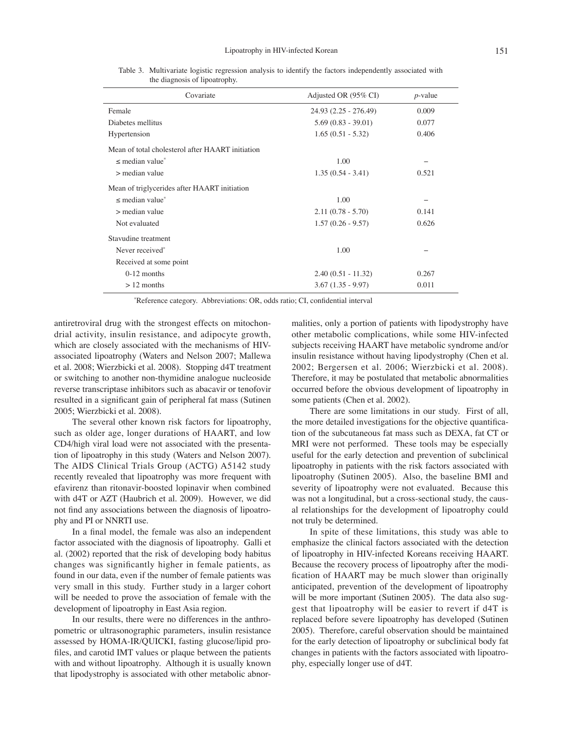Table 3. Multivariate logistic regression analysis to identify the factors independently associated with the diagnosis of lipoatrophy.

| Covariate | Adjusted OR (95% CI) | *p*-value |
|---|---|---|
| Female | 24.93 (2.25 - 276.49) | 0.009 |
| Diabetes mellitus | 5.69 (0.83 - 39.01) | 0.077 |
| Hypertension | 1.65 (0.51 - 5.32) | 0.406 |
| Mean of total cholesterol after HAART initiation | | |
| ≤ median value* | 1.00 | – |
| > median value | 1.35 (0.54 - 3.41) | 0.521 |
| Mean of triglycerides after HAART initiation | | |
| ≤ median value* | 1.00 | – |
| > median value | 2.11 (0.78 - 5.70) | 0.141 |
| Not evaluated | 1.57 (0.26 - 9.57) | 0.626 |
| Stavudine treatment | | |
| Never received* | 1.00 | – |
| Received at some point | | |
| 0-12 months | 2.40 (0.51 - 11.32) | 0.267 |
| > 12 months | 3.67 (1.35 - 9.97) | 0.011 |

*Reference category. Abbreviations: OR, odds ratio; CI, confidential interval

antiretroviral drug with the strongest effects on mitochondrial activity, insulin resistance, and adipocyte growth, which are closely associated with the mechanisms of HIV-associated lipoatrophy (Waters and Nelson 2007; Mallewa et al. 2008; Wierzbicki et al. 2008). Stopping d4T treatment or switching to another non-thymidine analogue nucleoside reverse transcriptase inhibitors such as abacavir or tenofovir resulted in a significant gain of peripheral fat mass (Sutinen 2005; Wierzbicki et al. 2008).

The several other known risk factors for lipoatrophy, such as older age, longer durations of HAART, and low CD4/high viral load were not associated with the presentation of lipoatrophy in this study (Waters and Nelson 2007). The AIDS Clinical Trials Group (ACTG) A5142 study recently revealed that lipoatrophy was more frequent with efavirenz than ritonavir-boosted lopinavir when combined with d4T or AZT (Haubrich et al. 2009). However, we did not find any associations between the diagnosis of lipoatrophy and PI or NNRTI use.

In a final model, the female was also an independent factor associated with the diagnosis of lipoatrophy. Galli et al. (2002) reported that the risk of developing body habitus changes was significantly higher in female patients, as found in our data, even if the number of female patients was very small in this study. Further study in a larger cohort will be needed to prove the association of female with the development of lipoatrophy in East Asia region.

In our results, there were no differences in the anthropometric or ultrasonographic parameters, insulin resistance assessed by HOMA-IR/QUICKI, fasting glucose/lipid profiles, and carotid IMT values or plaque between the patients with and without lipoatrophy. Although it is usually known that lipodystrophy is associated with other metabolic abnormalities, only a portion of patients with lipodystrophy have other metabolic complications, while some HIV-infected subjects receiving HAART have metabolic syndrome and/or insulin resistance without having lipodystrophy (Chen et al. 2002; Bergersen et al. 2006; Wierzbicki et al. 2008). Therefore, it may be postulated that metabolic abnormalities occurred before the obvious development of lipoatrophy in some patients (Chen et al. 2002).

There are some limitations in our study. First of all, the more detailed investigations for the objective quantification of the subcutaneous fat mass such as DEXA, fat CT or MRI were not performed. These tools may be especially useful for the early detection and prevention of subclinical lipoatrophy in patients with the risk factors associated with lipoatrophy (Sutinen 2005). Also, the baseline BMI and severity of lipoatrophy were not evaluated. Because this was not a longitudinal, but a cross-sectional study, the causal relationships for the development of lipoatrophy could not truly be determined.

In spite of these limitations, this study was able to emphasize the clinical factors associated with the detection of lipoatrophy in HIV-infected Koreans receiving HAART. Because the recovery process of lipoatrophy after the modification of HAART may be much slower than originally anticipated, prevention of the development of lipoatrophy will be more important (Sutinen 2005). The data also suggest that lipoatrophy will be easier to revert if d4T is replaced before severe lipoatrophy has developed (Sutinen 2005). Therefore, careful observation should be maintained for the early detection of lipoatrophy or subclinical body fat changes in patients with the factors associated with lipoatrophy, especially longer use of d4T.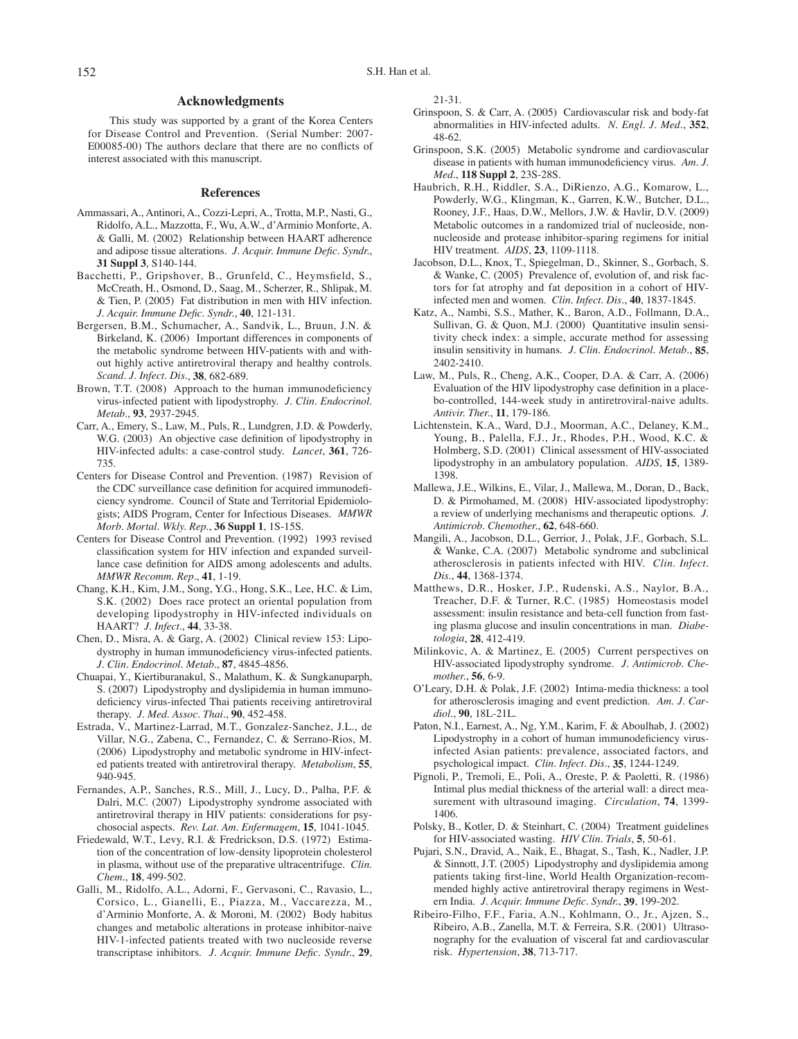## Acknowledgments

This study was supported by a grant of the Korea Centers for Disease Control and Prevention. (Serial Number: 2007-E00085-00) The authors declare that there are no conflicts of interest associated with this manuscript.

## References

Ammassari, A., Antinori, A., Cozzi-Lepri, A., Trotta, M.P., Nasti, G., Ridolfo, A.L., Mazzotta, F., Wu, A.W., d'Arminio Monforte, A. & Galli, M. (2002) Relationship between HAART adherence and adipose tissue alterations. *J. Acquir. Immune Defic. Syndr.*, **31 Suppl 3**, S140-144.

Bacchetti, P., Gripshover, B., Grunfeld, C., Heymsfield, S., McCreath, H., Osmond, D., Saag, M., Scherzer, R., Shlipak, M. & Tien, P. (2005) Fat distribution in men with HIV infection. *J. Acquir. Immune Defic. Syndr.*, **40**, 121-131.

Bergersen, B.M., Schumacher, A., Sandvik, L., Bruun, J.N. & Birkeland, K. (2006) Important differences in components of the metabolic syndrome between HIV-patients with and without highly active antiretroviral therapy and healthy controls. *Scand. J. Infect. Dis.*, **38**, 682-689.

Brown, T.T. (2008) Approach to the human immunodeficiency virus-infected patient with lipodystrophy. *J. Clin. Endocrinol. Metab.*, **93**, 2937-2945.

Carr, A., Emery, S., Law, M., Puls, R., Lundgren, J.D. & Powderly, W.G. (2003) An objective case definition of lipodystrophy in HIV-infected adults: a case-control study. *Lancet*, **361**, 726-735.

Centers for Disease Control and Prevention. (1987) Revision of the CDC surveillance case definition for acquired immunodeficiency syndrome. Council of State and Territorial Epidemiologists; AIDS Program, Center for Infectious Diseases. *MMWR Morb. Mortal. Wkly. Rep.*, **36 Suppl 1**, 1S-15S.

Centers for Disease Control and Prevention. (1992) 1993 revised classification system for HIV infection and expanded surveillance case definition for AIDS among adolescents and adults. *MMWR Recomm. Rep.*, **41**, 1-19.

Chang, K.H., Kim, J.M., Song, Y.G., Hong, S.K., Lee, H.C. & Lim, S.K. (2002) Does race protect an oriental population from developing lipodystrophy in HIV-infected individuals on HAART? *J. Infect.*, **44**, 33-38.

Chen, D., Misra, A. & Garg, A. (2002) Clinical review 153: Lipodystrophy in human immunodeficiency virus-infected patients. *J. Clin. Endocrinol. Metab.*, **87**, 4845-4856.

Chuapai, Y., Kiertiburanakul, S., Malathum, K. & Sungkanuparph, S. (2007) Lipodystrophy and dyslipidemia in human immunodeficiency virus-infected Thai patients receiving antiretroviral therapy. *J. Med. Assoc. Thai.*, **90**, 452-458.

Estrada, V., Martinez-Larrad, M.T., Gonzalez-Sanchez, J.L., de Villar, N.G., Zabena, C., Fernandez, C. & Serrano-Rios, M. (2006) Lipodystrophy and metabolic syndrome in HIV-infected patients treated with antiretroviral therapy. *Metabolism*, **55**, 940-945.

Fernandes, A.P., Sanches, R.S., Mill, J., Lucy, D., Palha, P.F. & Dalri, M.C. (2007) Lipodystrophy syndrome associated with antiretroviral therapy in HIV patients: considerations for psychosocial aspects. *Rev. Lat. Am. Enfermagem*, **15**, 1041-1045.

Friedewald, W.T., Levy, R.I. & Fredrickson, D.S. (1972) Estimation of the concentration of low-density lipoprotein cholesterol in plasma, without use of the preparative ultracentrifuge. *Clin. Chem.*, **18**, 499-502.

Galli, M., Ridolfo, A.L., Adorni, F., Gervasoni, C., Ravasio, L., Corsico, L., Gianelli, E., Piazza, M., Vaccarezza, M., d'Arminio Monforte, A. & Moroni, M. (2002) Body habitus changes and metabolic alterations in protease inhibitor-naive HIV-1-infected patients treated with two nucleoside reverse transcriptase inhibitors. *J. Acquir. Immune Defic. Syndr.*, **29**, 21-31.

Grinspoon, S. & Carr, A. (2005) Cardiovascular risk and body-fat abnormalities in HIV-infected adults. *N. Engl. J. Med.*, **352**, 48-62.

Grinspoon, S.K. (2005) Metabolic syndrome and cardiovascular disease in patients with human immunodeficiency virus. *Am. J. Med.*, **118 Suppl 2**, 23S-28S.

Haubrich, R.H., Riddler, S.A., DiRienzo, A.G., Komarow, L., Powderly, W.G., Klingman, K., Garren, K.W., Butcher, D.L., Rooney, J.F., Haas, D.W., Mellors, J.W. & Havlir, D.V. (2009) Metabolic outcomes in a randomized trial of nucleoside, non-nucleoside and protease inhibitor-sparing regimens for initial HIV treatment. *AIDS*, **23**, 1109-1118.

Jacobson, D.L., Knox, T., Spiegelman, D., Skinner, S., Gorbach, S. & Wanke, C. (2005) Prevalence of, evolution of, and risk factors for fat atrophy and fat deposition in a cohort of HIV-infected men and women. *Clin. Infect. Dis.*, **40**, 1837-1845.

Katz, A., Nambi, S.S., Mather, K., Baron, A.D., Follmann, D.A., Sullivan, G. & Quon, M.J. (2000) Quantitative insulin sensitivity check index: a simple, accurate method for assessing insulin sensitivity in humans. *J. Clin. Endocrinol. Metab.*, **85**, 2402-2410.

Law, M., Puls, R., Cheng, A.K., Cooper, D.A. & Carr, A. (2006) Evaluation of the HIV lipodystrophy case definition in a placebo-controlled, 144-week study in antiretroviral-naive adults. *Antivir. Ther.*, **11**, 179-186.

Lichtenstein, K.A., Ward, D.J., Moorman, A.C., Delaney, K.M., Young, B., Palella, F.J., Jr., Rhodes, P.H., Wood, K.C. & Holmberg, S.D. (2001) Clinical assessment of HIV-associated lipodystrophy in an ambulatory population. *AIDS*, **15**, 1389-1398.

Mallewa, J.E., Wilkins, E., Vilar, J., Mallewa, M., Doran, D., Back, D. & Pirmohamed, M. (2008) HIV-associated lipodystrophy: a review of underlying mechanisms and therapeutic options. *J. Antimicrob. Chemother.*, **62**, 648-660.

Mangili, A., Jacobson, D.L., Gerrior, J., Polak, J.F., Gorbach, S.L. & Wanke, C.A. (2007) Metabolic syndrome and subclinical atherosclerosis in patients infected with HIV. *Clin. Infect. Dis.*, **44**, 1368-1374.

Matthews, D.R., Hosker, J.P., Rudenski, A.S., Naylor, B.A., Treacher, D.F. & Turner, R.C. (1985) Homeostasis model assessment: insulin resistance and beta-cell function from fasting plasma glucose and insulin concentrations in man. *Diabetologia*, **28**, 412-419.

Milinkovic, A. & Martinez, E. (2005) Current perspectives on HIV-associated lipodystrophy syndrome. *J. Antimicrob. Chemother.*, **56**, 6-9.

O'Leary, D.H. & Polak, J.F. (2002) Intima-media thickness: a tool for atherosclerosis imaging and event prediction. *Am. J. Cardiol.*, **90**, 18L-21L.

Paton, N.I., Earnest, A., Ng, Y.M., Karim, F. & Aboulhab, J. (2002) Lipodystrophy in a cohort of human immunodeficiency virus-infected Asian patients: prevalence, associated factors, and psychological impact. *Clin. Infect. Dis.*, **35**, 1244-1249.

Pignoli, P., Tremoli, E., Poli, A., Oreste, P. & Paoletti, R. (1986) Intimal plus medial thickness of the arterial wall: a direct measurement with ultrasound imaging. *Circulation*, **74**, 1399-1406.

Polsky, B., Kotler, D. & Steinhart, C. (2004) Treatment guidelines for HIV-associated wasting. *HIV Clin. Trials*, **5**, 50-61.

Pujari, S.N., Dravid, A., Naik, E., Bhagat, S., Tash, K., Nadler, J.P. & Sinnott, J.T. (2005) Lipodystrophy and dyslipidemia among patients taking first-line, World Health Organization-recommended highly active antiretroviral therapy regimens in Western India. *J. Acquir. Immune Defic. Syndr.*, **39**, 199-202.

Ribeiro-Filho, F.F., Faria, A.N., Kohlmann, O., Jr., Ajzen, S., Ribeiro, A.B., Zanella, M.T. & Ferreira, S.R. (2001) Ultrasonography for the evaluation of visceral fat and cardiovascular risk. *Hypertension*, **38**, 713-717.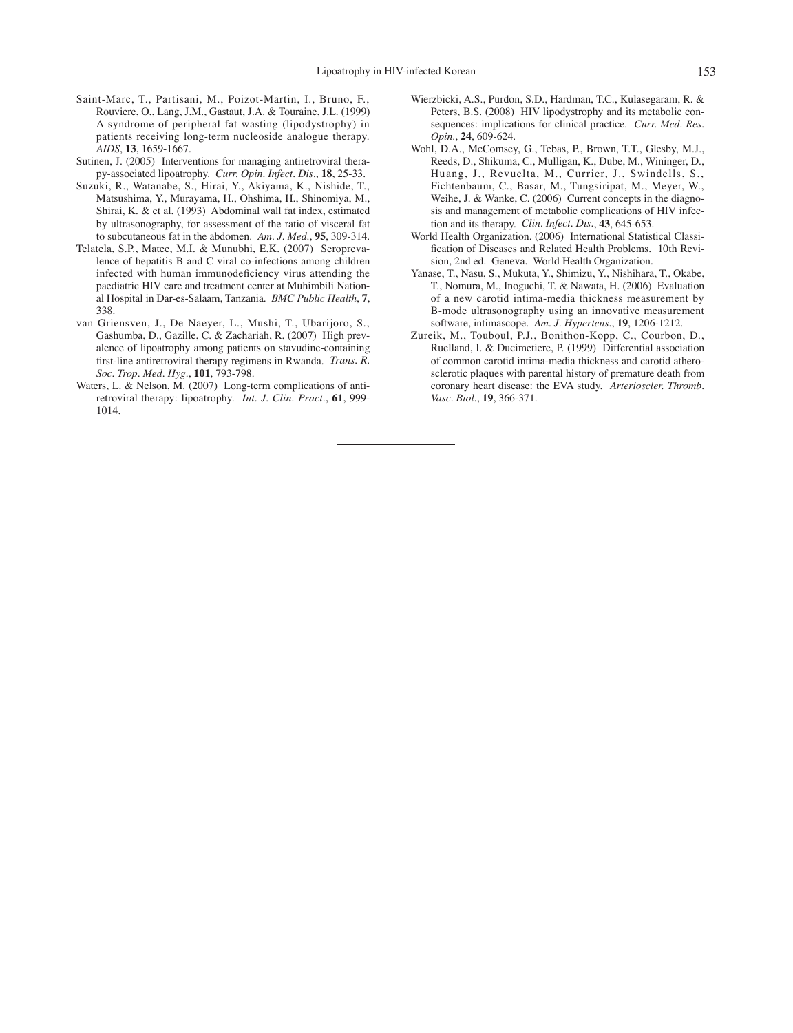Saint-Marc, T., Partisani, M., Poizot-Martin, I., Bruno, F., Rouviere, O., Lang, J.M., Gastaut, J.A. & Touraine, J.L. (1999) A syndrome of peripheral fat wasting (lipodystrophy) in patients receiving long-term nucleoside analogue therapy. *AIDS*, **13**, 1659-1667.

Sutinen, J. (2005) Interventions for managing antiretroviral therapy-associated lipoatrophy. *Curr. Opin. Infect. Dis.*, **18**, 25-33.

Suzuki, R., Watanabe, S., Hirai, Y., Akiyama, K., Nishide, T., Matsushima, Y., Murayama, H., Ohshima, H., Shinomiya, M., Shirai, K. & et al. (1993) Abdominal wall fat index, estimated by ultrasonography, for assessment of the ratio of visceral fat to subcutaneous fat in the abdomen. *Am. J. Med.*, **95**, 309-314.

Telatela, S.P., Matee, M.I. & Munubhi, E.K. (2007) Seroprevalence of hepatitis B and C viral co-infections among children infected with human immunodeficiency virus attending the paediatric HIV care and treatment center at Muhimbili National Hospital in Dar-es-Salaam, Tanzania. *BMC Public Health*, **7**, 338.

van Griensven, J., De Naeyer, L., Mushi, T., Ubarijoro, S., Gashumba, D., Gazille, C. & Zachariah, R. (2007) High prevalence of lipoatrophy among patients on stavudine-containing first-line antiretroviral therapy regimens in Rwanda. *Trans. R. Soc. Trop. Med. Hyg.*, **101**, 793-798.

Waters, L. & Nelson, M. (2007) Long-term complications of antiretroviral therapy: lipoatrophy. *Int. J. Clin. Pract.*, **61**, 999-1014.

Wierzbicki, A.S., Purdon, S.D., Hardman, T.C., Kulasegaram, R. & Peters, B.S. (2008) HIV lipodystrophy and its metabolic consequences: implications for clinical practice. *Curr. Med. Res. Opin.*, **24**, 609-624.

Wohl, D.A., McComsey, G., Tebas, P., Brown, T.T., Glesby, M.J., Reeds, D., Shikuma, C., Mulligan, K., Dube, M., Wininger, D., Huang, J., Revuelta, M., Currier, J., Swindells, S., Fichtenbaum, C., Basar, M., Tungsiripat, M., Meyer, W., Weihe, J. & Wanke, C. (2006) Current concepts in the diagnosis and management of metabolic complications of HIV infection and its therapy. *Clin. Infect. Dis.*, **43**, 645-653.

World Health Organization. (2006) International Statistical Classification of Diseases and Related Health Problems. 10th Revision, 2nd ed. Geneva. World Health Organization.

Yanase, T., Nasu, S., Mukuta, Y., Shimizu, Y., Nishihara, T., Okabe, T., Nomura, M., Inoguchi, T. & Nawata, H. (2006) Evaluation of a new carotid intima-media thickness measurement by B-mode ultrasonography using an innovative measurement software, intimascope. *Am. J. Hypertens.*, **19**, 1206-1212.

Zureik, M., Touboul, P.J., Bonithon-Kopp, C., Courbon, D., Ruelland, I. & Ducimetiere, P. (1999) Differential association of common carotid intima-media thickness and carotid atherosclerotic plaques with parental history of premature death from coronary heart disease: the EVA study. *Arterioscler. Thromb. Vasc. Biol.*, **19**, 366-371.